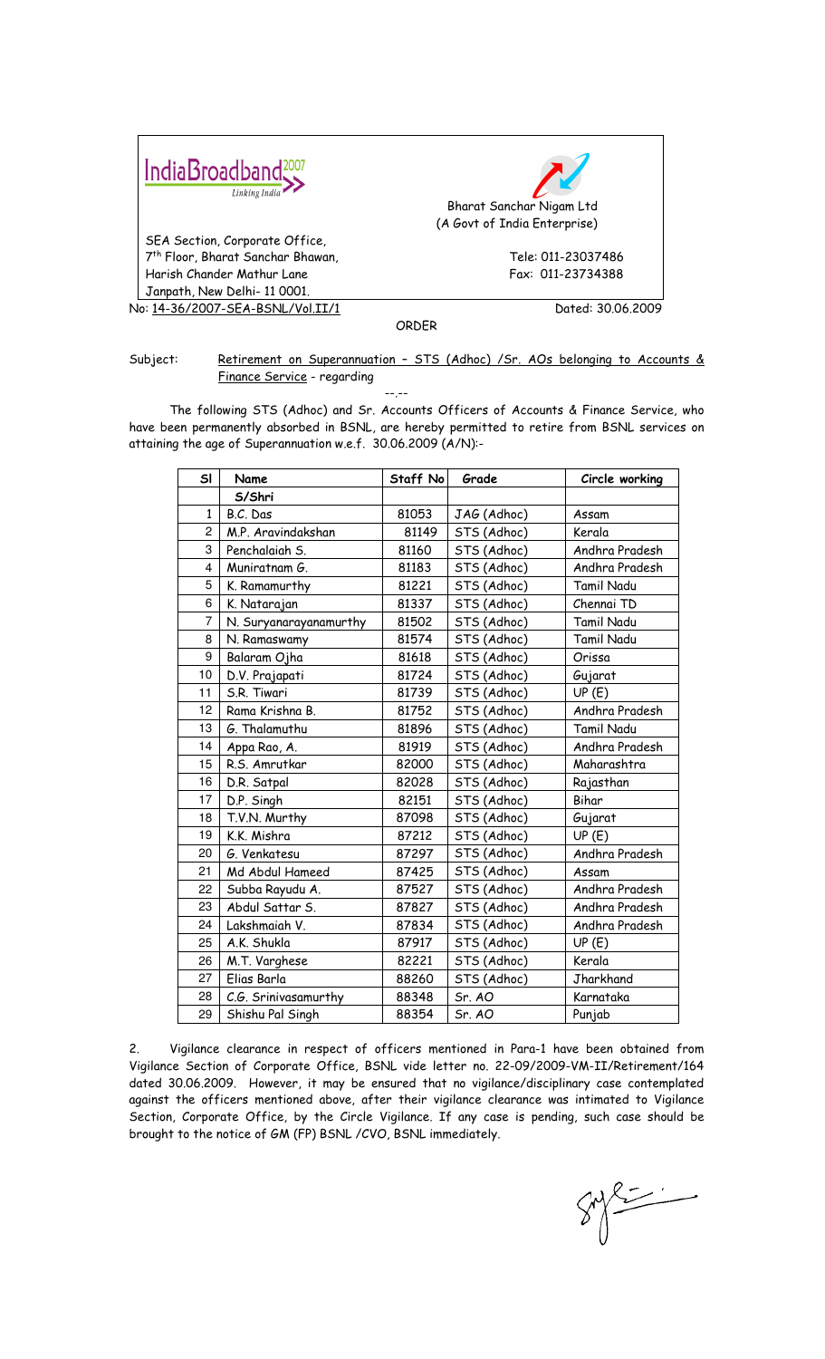IndiaBroadband2007
Linking India

Bharat Sanchar Nigam Ltd
(A Govt of India Enterprise)

SEA Section, Corporate Office,
7th Floor, Bharat Sanchar Bhawan,
Harish Chander Mathur Lane
Janpath, New Delhi- 11 0001.

Tele: 011-23037486
Fax: 011-23734388

No: 14-36/2007-SEA-BSNL/Vol.II/1 Dated: 30.06.2009

ORDER

Subject: Retirement on Superannuation – STS (Adhoc) /Sr. AOs belonging to Accounts & Finance Service - regarding

--.--

The following STS (Adhoc) and Sr. Accounts Officers of Accounts & Finance Service, who have been permanently absorbed in BSNL, are hereby permitted to retire from BSNL services on attaining the age of Superannuation w.e.f. 30.06.2009 (A/N):-

| Sl | Name | Staff No | Grade | Circle working |
|---|---|---|---|---|
| | S/Shri | | | |
| 1 | B.C. Das | 81053 | JAG (Adhoc) | Assam |
| 2 | M.P. Aravindakshan | 81149 | STS (Adhoc) | Kerala |
| 3 | Penchalaiah S. | 81160 | STS (Adhoc) | Andhra Pradesh |
| 4 | Muniratnam G. | 81183 | STS (Adhoc) | Andhra Pradesh |
| 5 | K. Ramamurthy | 81221 | STS (Adhoc) | Tamil Nadu |
| 6 | K. Natarajan | 81337 | STS (Adhoc) | Chennai TD |
| 7 | N. Suryanarayanamurthy | 81502 | STS (Adhoc) | Tamil Nadu |
| 8 | N. Ramaswamy | 81574 | STS (Adhoc) | Tamil Nadu |
| 9 | Balaram Ojha | 81618 | STS (Adhoc) | Orissa |
| 10 | D.V. Prajapati | 81724 | STS (Adhoc) | Gujarat |
| 11 | S.R. Tiwari | 81739 | STS (Adhoc) | UP (E) |
| 12 | Rama Krishna B. | 81752 | STS (Adhoc) | Andhra Pradesh |
| 13 | G. Thalamuthu | 81896 | STS (Adhoc) | Tamil Nadu |
| 14 | Appa Rao, A. | 81919 | STS (Adhoc) | Andhra Pradesh |
| 15 | R.S. Amrutkar | 82000 | STS (Adhoc) | Maharashtra |
| 16 | D.R. Satpal | 82028 | STS (Adhoc) | Rajasthan |
| 17 | D.P. Singh | 82151 | STS (Adhoc) | Bihar |
| 18 | T.V.N. Murthy | 87098 | STS (Adhoc) | Gujarat |
| 19 | K.K. Mishra | 87212 | STS (Adhoc) | UP (E) |
| 20 | G. Venkatesu | 87297 | STS (Adhoc) | Andhra Pradesh |
| 21 | Md Abdul Hameed | 87425 | STS (Adhoc) | Assam |
| 22 | Subba Rayudu A. | 87527 | STS (Adhoc) | Andhra Pradesh |
| 23 | Abdul Sattar S. | 87827 | STS (Adhoc) | Andhra Pradesh |
| 24 | Lakshmaiah V. | 87834 | STS (Adhoc) | Andhra Pradesh |
| 25 | A.K. Shukla | 87917 | STS (Adhoc) | UP (E) |
| 26 | M.T. Varghese | 82221 | STS (Adhoc) | Kerala |
| 27 | Elias Barla | 88260 | STS (Adhoc) | Jharkhand |
| 28 | C.G. Srinivasamurthy | 88348 | Sr. AO | Karnataka |
| 29 | Shishu Pal Singh | 88354 | Sr. AO | Punjab |

2. Vigilance clearance in respect of officers mentioned in Para-1 have been obtained from Vigilance Section of Corporate Office, BSNL vide letter no. 22-09/2009-VM-II/Retirement/164 dated 30.06.2009. However, it may be ensured that no vigilance/disciplinary case contemplated against the officers mentioned above, after their vigilance clearance was intimated to Vigilance Section, Corporate Office, by the Circle Vigilance. If any case is pending, such case should be brought to the notice of GM (FP) BSNL /CVO, BSNL immediately.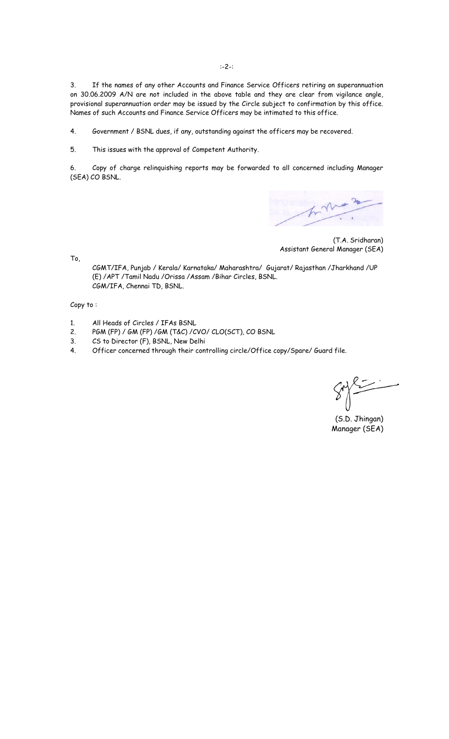3. If the names of any other Accounts and Finance Service Officers retiring on superannuation on 30.06.2009 A/N are not included in the above table and they are clear from vigilance angle, provisional superannuation order may be issued by the Circle subject to confirmation by this office. Names of such Accounts and Finance Service Officers may be intimated to this office.

4. Government / BSNL dues, if any, outstanding against the officers may be recovered.

5. This issues with the approval of Competent Authority.

6. Copy of charge relinquishing reports may be forwarded to all concerned including Manager (SEA) CO BSNL.

(T.A. Sridharan)
Assistant General Manager (SEA)

To,

CGMT/IFA, Punjab / Kerala/ Karnataka/ Maharashtra/ Gujarat/ Rajasthan /Jharkhand /UP (E) /APT /Tamil Nadu /Orissa /Assam /Bihar Circles, BSNL.
CGM/IFA, Chennai TD, BSNL.

Copy to :

1. All Heads of Circles / IFAs BSNL
2. PGM (FP) / GM (FP) /GM (T&C) /CVO/ CLO(SCT), CO BSNL
3. CS to Director (F), BSNL, New Delhi
4. Officer concerned through their controlling circle/Office copy/Spare/ Guard file.

(S.D. Jhingan)
Manager (SEA)